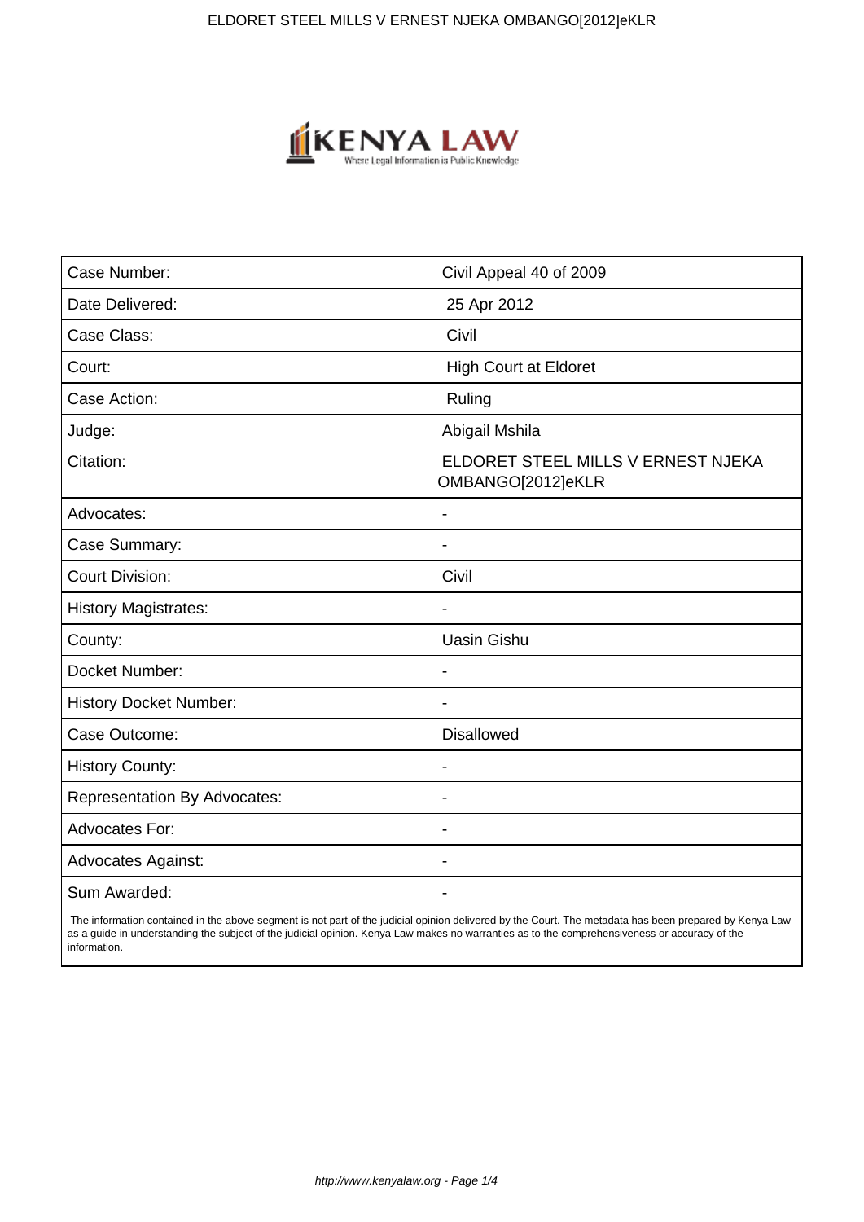| Case Number: | Civil Appeal 40 of 2009 |
|---|---|
| Date Delivered: | 25 Apr 2012 |
| Case Class: | Civil |
| Court: | High Court at Eldoret |
| Case Action: | Ruling |
| Judge: | Abigail Mshila |
| Citation: | ELDORET STEEL MILLS V ERNEST NJEKA OMBANGO[2012]eKLR |
| Advocates: | - |
| Case Summary: | - |
| Court Division: | Civil |
| History Magistrates: | - |
| County: | Uasin Gishu |
| Docket Number: | - |
| History Docket Number: | - |
| Case Outcome: | Disallowed |
| History County: | - |
| Representation By Advocates: | - |
| Advocates For: | - |
| Advocates Against: | - |
| Sum Awarded: | - |

The information contained in the above segment is not part of the judicial opinion delivered by the Court. The metadata has been prepared by Kenya Law as a guide in understanding the subject of the judicial opinion. Kenya Law makes no warranties as to the comprehensiveness or accuracy of the information.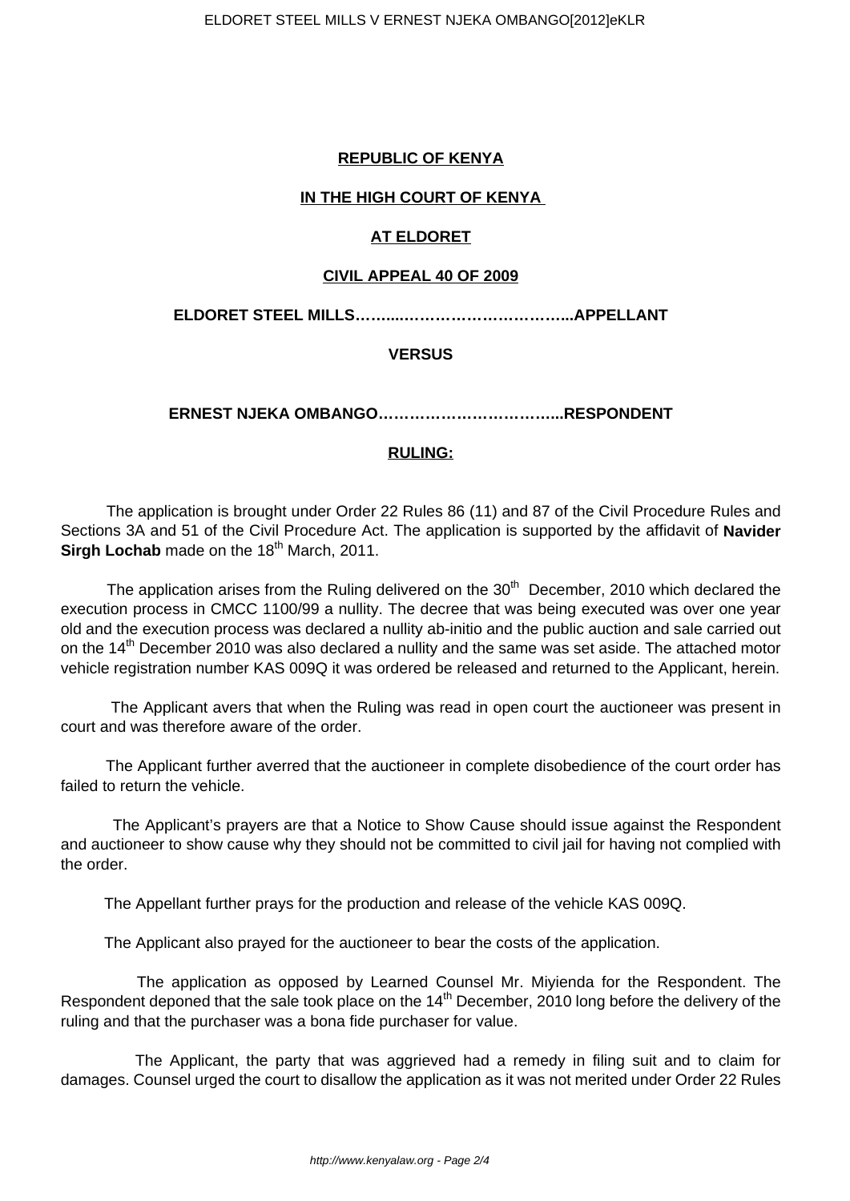**REPUBLIC OF KENYA**

**IN THE HIGH COURT OF KENYA**

**AT ELDORET**

**CIVIL APPEAL 40 OF 2009**

**ELDORET STEEL MILLS……...……………………………..APPELLANT**

**VERSUS**

**ERNEST NJEKA OMBANGO……………………………..RESPONDENT**

**RULING:**

The application is brought under Order 22 Rules 86 (11) and 87 of the Civil Procedure Rules and Sections 3A and 51 of the Civil Procedure Act. The application is supported by the affidavit of **Navider Sirgh Lochab** made on the 18th March, 2011.

The application arises from the Ruling delivered on the 30th December, 2010 which declared the execution process in CMCC 1100/99 a nullity. The decree that was being executed was over one year old and the execution process was declared a nullity ab-initio and the public auction and sale carried out on the 14th December 2010 was also declared a nullity and the same was set aside. The attached motor vehicle registration number KAS 009Q it was ordered be released and returned to the Applicant, herein.

The Applicant avers that when the Ruling was read in open court the auctioneer was present in court and was therefore aware of the order.

The Applicant further averred that the auctioneer in complete disobedience of the court order has failed to return the vehicle.

The Applicant's prayers are that a Notice to Show Cause should issue against the Respondent and auctioneer to show cause why they should not be committed to civil jail for having not complied with the order.

The Appellant further prays for the production and release of the vehicle KAS 009Q.

The Applicant also prayed for the auctioneer to bear the costs of the application.

The application as opposed by Learned Counsel Mr. Miyienda for the Respondent. The Respondent deponed that the sale took place on the 14th December, 2010 long before the delivery of the ruling and that the purchaser was a bona fide purchaser for value.

The Applicant, the party that was aggrieved had a remedy in filing suit and to claim for damages. Counsel urged the court to disallow the application as it was not merited under Order 22 Rules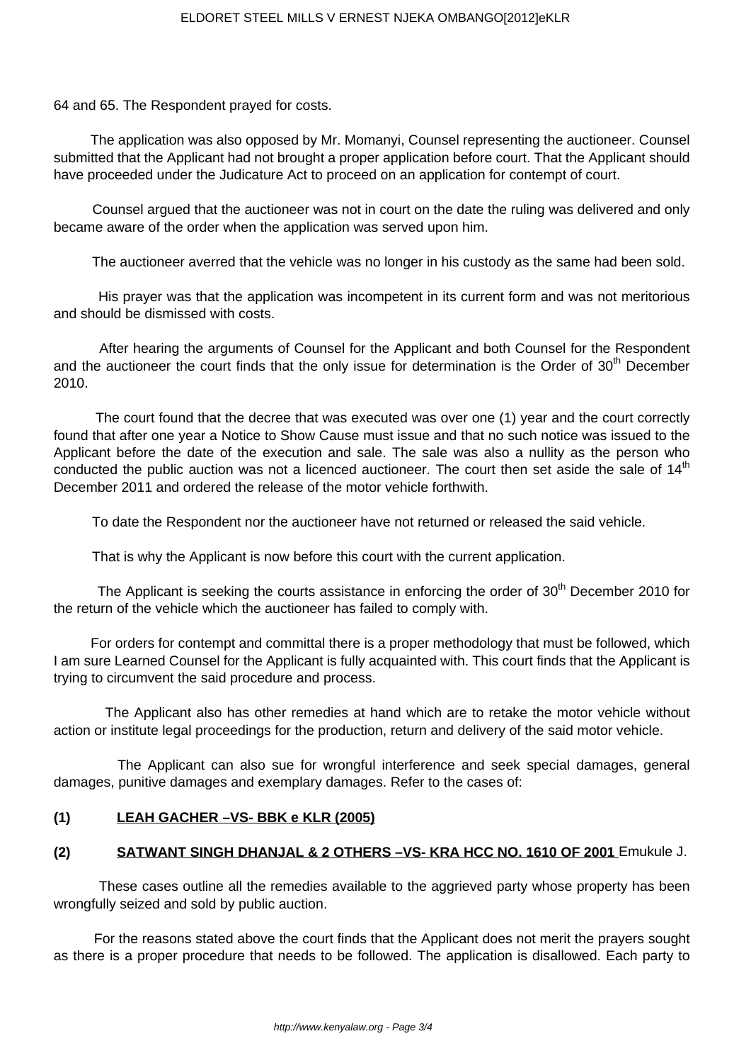64 and 65. The Respondent prayed for costs.

The application was also opposed by Mr. Momanyi, Counsel representing the auctioneer. Counsel submitted that the Applicant had not brought a proper application before court. That the Applicant should have proceeded under the Judicature Act to proceed on an application for contempt of court.

Counsel argued that the auctioneer was not in court on the date the ruling was delivered and only became aware of the order when the application was served upon him.

The auctioneer averred that the vehicle was no longer in his custody as the same had been sold.

His prayer was that the application was incompetent in its current form and was not meritorious and should be dismissed with costs.

After hearing the arguments of Counsel for the Applicant and both Counsel for the Respondent and the auctioneer the court finds that the only issue for determination is the Order of 30th December 2010.

The court found that the decree that was executed was over one (1) year and the court correctly found that after one year a Notice to Show Cause must issue and that no such notice was issued to the Applicant before the date of the execution and sale. The sale was also a nullity as the person who conducted the public auction was not a licenced auctioneer. The court then set aside the sale of 14th December 2011 and ordered the release of the motor vehicle forthwith.

To date the Respondent nor the auctioneer have not returned or released the said vehicle.

That is why the Applicant is now before this court with the current application.

The Applicant is seeking the courts assistance in enforcing the order of 30th December 2010 for the return of the vehicle which the auctioneer has failed to comply with.

For orders for contempt and committal there is a proper methodology that must be followed, which I am sure Learned Counsel for the Applicant is fully acquainted with. This court finds that the Applicant is trying to circumvent the said procedure and process.

The Applicant also has other remedies at hand which are to retake the motor vehicle without action or institute legal proceedings for the production, return and delivery of the said motor vehicle.

The Applicant can also sue for wrongful interference and seek special damages, general damages, punitive damages and exemplary damages. Refer to the cases of:

**(1) LEAH GACHER –VS- BBK e KLR (2005)**

**(2) SATWANT SINGH DHANJAL & 2 OTHERS –VS- KRA HCC NO. 1610 OF 2001** Emukule J.

These cases outline all the remedies available to the aggrieved party whose property has been wrongfully seized and sold by public auction.

For the reasons stated above the court finds that the Applicant does not merit the prayers sought as there is a proper procedure that needs to be followed. The application is disallowed. Each party to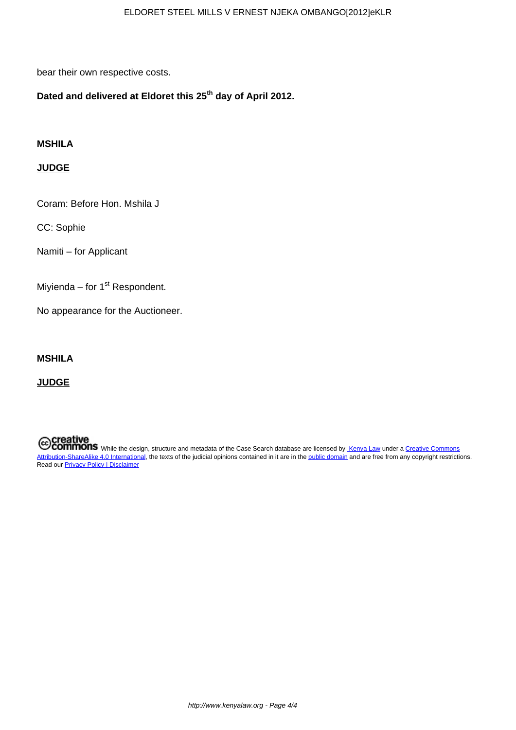bear their own respective costs.

**Dated and delivered at Eldoret this 25th day of April 2012.**

**MSHILA**

**JUDGE**

Coram: Before Hon. Mshila J

CC: Sophie

Namiti – for Applicant

Miyienda – for 1st Respondent.

No appearance for the Auctioneer.

**MSHILA**

**JUDGE**

While the design, structure and metadata of the Case Search database are licensed by Kenya Law under a Creative Commons Attribution-ShareAlike 4.0 International, the texts of the judicial opinions contained in it are in the public domain and are free from any copyright restrictions. Read our Privacy Policy | Disclaimer